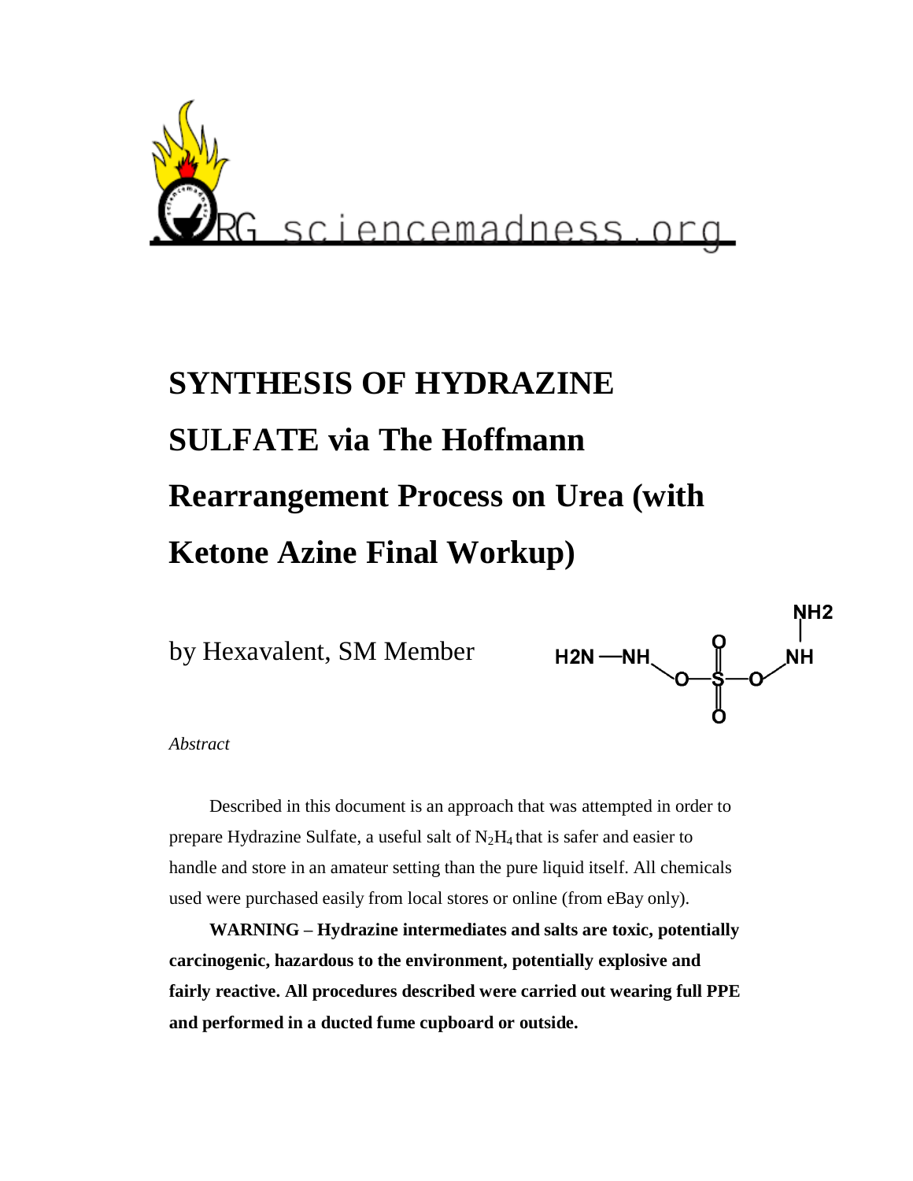# SYNTHESIS OF HYDRAZINE SULFATE via The Hoffmann Rearrangement Process on Urea (with Ketone Azine Final Workup)

by Hexavalent, SM Member

*Abstract*

Described in this document is an approach that was attempted in order to prepare Hydrazine Sulfate, a useful salt of $N_2H_4$ that is safer and easier to handle and store in an amateur setting than the pure liquid itself. All chemicals used were purchased easily from local stores or online (from eBay only).

**WARNING – Hydrazine intermediates and salts are toxic, potentially carcinogenic, hazardous to the environment, potentially explosive and fairly reactive. All procedures described were carried out wearing full PPE and performed in a ducted fume cupboard or outside.**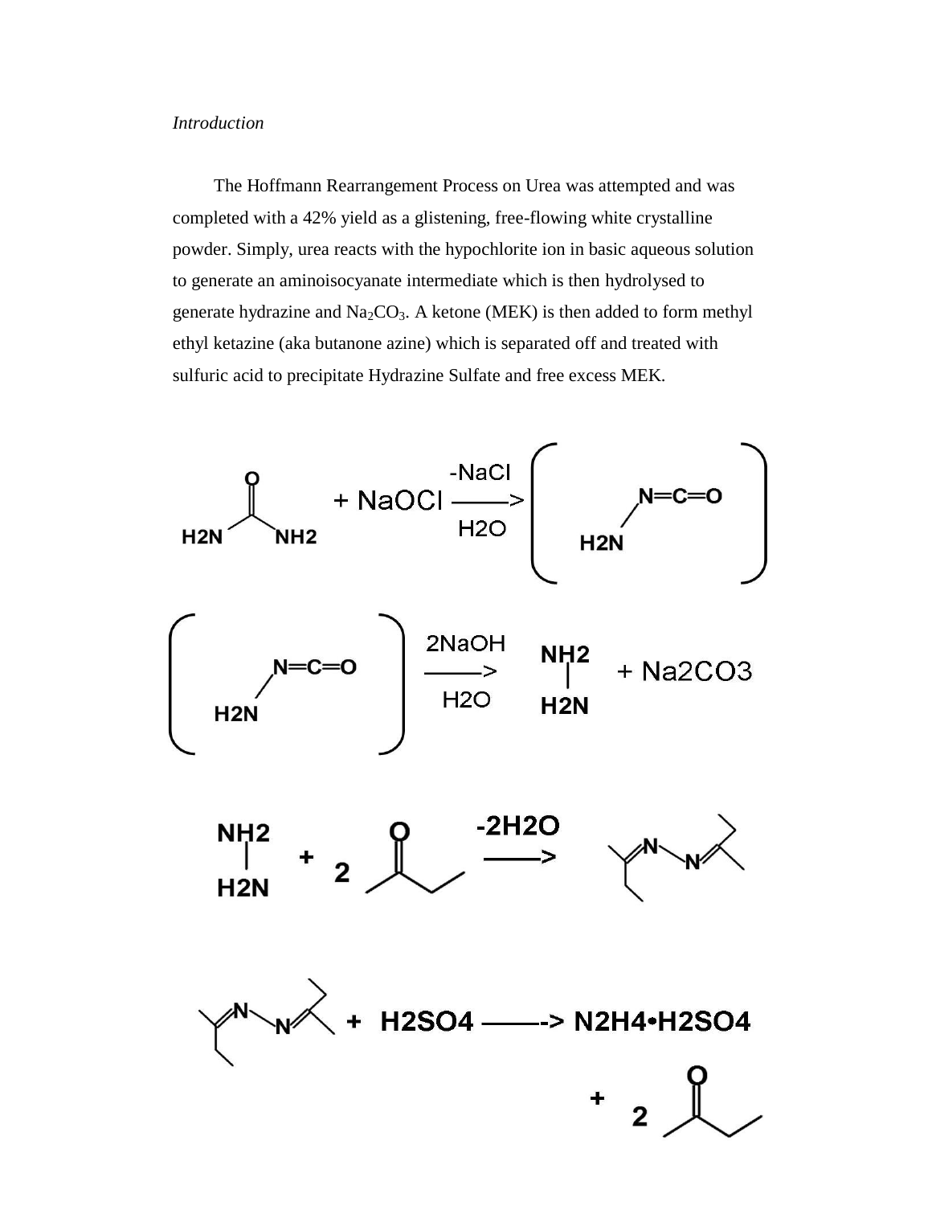*Introduction*

The Hoffmann Rearrangement Process on Urea was attempted and was completed with a 42% yield as a glistening, free-flowing white crystalline powder. Simply, urea reacts with the hypochlorite ion in basic aqueous solution to generate an aminoisocyanate intermediate which is then hydrolysed to generate hydrazine and $Na_2CO_3$. A ketone (MEK) is then added to form methyl ethyl ketazine (aka butanone azine) which is separated off and treated with sulfuric acid to precipitate Hydrazine Sulfate and free excess MEK.

$$H_2N-C(=O)-NH_2 + NaOCl \xrightarrow[H_2O]{-NaCl} \left( H_2N-N=C=O \right)$$

$$\left( H_2N-N=C=O \right) \xrightarrow[H_2O]{2NaOH} H_2N-NH_2 + Na_2CO_3$$

$$H_2N-NH_2 + 2\ CH_3C(=O)CH_2CH_3 \xrightarrow{-2H_2O} (CH_3)(C_2H_5)C=N-N=C(CH_3)(C_2H_5)$$

$$(CH_3)(C_2H_5)C=N-N=C(CH_3)(C_2H_5) + H_2SO_4 \longrightarrow N_2H_4 \cdot H_2SO_4 + 2\ CH_3C(=O)CH_2CH_3$$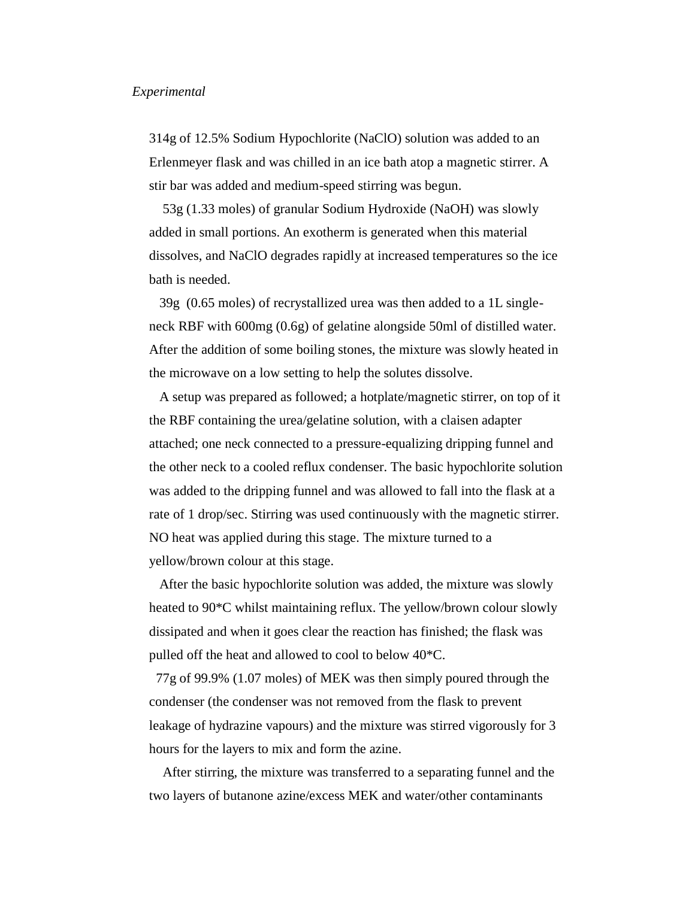*Experimental*

314g of 12.5% Sodium Hypochlorite ($NaClO$) solution was added to an Erlenmeyer flask and was chilled in an ice bath atop a magnetic stirrer. A stir bar was added and medium-speed stirring was begun.

53g (1.33 moles) of granular Sodium Hydroxide ($NaOH$) was slowly added in small portions. An exotherm is generated when this material dissolves, and $NaClO$ degrades rapidly at increased temperatures so the ice bath is needed.

39g (0.65 moles) of recrystallized urea was then added to a 1L single-neck RBF with 600mg (0.6g) of gelatine alongside 50ml of distilled water. After the addition of some boiling stones, the mixture was slowly heated in the microwave on a low setting to help the solutes dissolve.

A setup was prepared as followed; a hotplate/magnetic stirrer, on top of it the RBF containing the urea/gelatine solution, with a claisen adapter attached; one neck connected to a pressure-equalizing dripping funnel and the other neck to a cooled reflux condenser. The basic hypochlorite solution was added to the dripping funnel and was allowed to fall into the flask at a rate of 1 drop/sec. Stirring was used continuously with the magnetic stirrer. NO heat was applied during this stage. The mixture turned to a yellow/brown colour at this stage.

After the basic hypochlorite solution was added, the mixture was slowly heated to 90*C whilst maintaining reflux. The yellow/brown colour slowly dissipated and when it goes clear the reaction has finished; the flask was pulled off the heat and allowed to cool to below 40*C.

77g of 99.9% (1.07 moles) of MEK was then simply poured through the condenser (the condenser was not removed from the flask to prevent leakage of hydrazine vapours) and the mixture was stirred vigorously for 3 hours for the layers to mix and form the azine.

After stirring, the mixture was transferred to a separating funnel and the two layers of butanone azine/excess MEK and water/other contaminants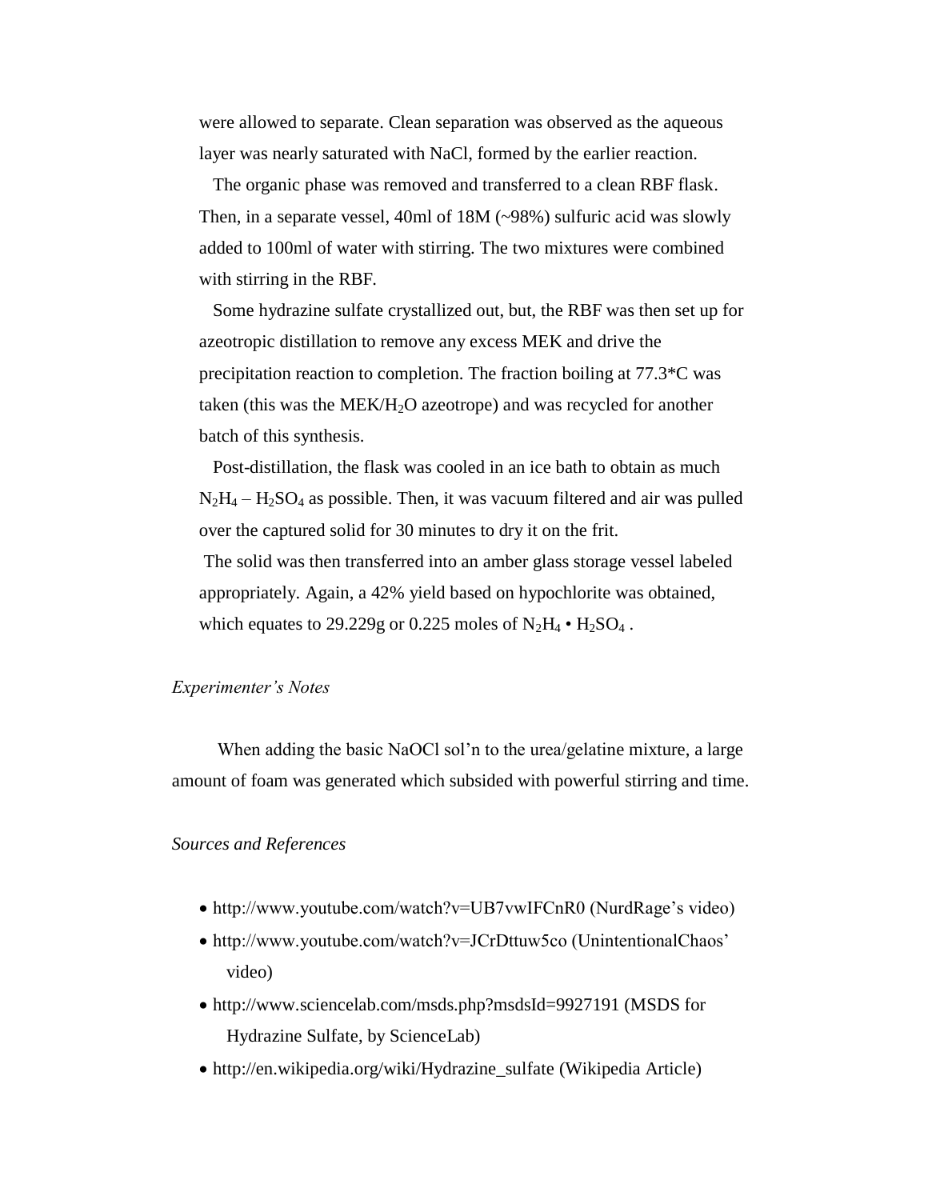were allowed to separate. Clean separation was observed as the aqueous layer was nearly saturated with NaCl, formed by the earlier reaction.

The organic phase was removed and transferred to a clean RBF flask. Then, in a separate vessel, 40ml of 18M (~98%) sulfuric acid was slowly added to 100ml of water with stirring. The two mixtures were combined with stirring in the RBF.

Some hydrazine sulfate crystallized out, but, the RBF was then set up for azeotropic distillation to remove any excess MEK and drive the precipitation reaction to completion. The fraction boiling at 77.3*C was taken (this was the MEK/$H_2O$ azeotrope) and was recycled for another batch of this synthesis.

Post-distillation, the flask was cooled in an ice bath to obtain as much $N_2H_4 – H_2SO_4$ as possible. Then, it was vacuum filtered and air was pulled over the captured solid for 30 minutes to dry it on the frit.

The solid was then transferred into an amber glass storage vessel labeled appropriately. Again, a 42% yield based on hypochlorite was obtained, which equates to 29.229g or 0.225 moles of $N_2H_4 \cdot H_2SO_4$ .

*Experimenter's Notes*

When adding the basic NaOCl sol'n to the urea/gelatine mixture, a large amount of foam was generated which subsided with powerful stirring and time.

*Sources and References*

- http://www.youtube.com/watch?v=UB7vwIFCnR0 (NurdRage's video)
- http://www.youtube.com/watch?v=JCrDttuw5co (UnintentionalChaos' video)
- http://www.sciencelab.com/msds.php?msdsId=9927191 (MSDS for Hydrazine Sulfate, by ScienceLab)
- http://en.wikipedia.org/wiki/Hydrazine_sulfate (Wikipedia Article)